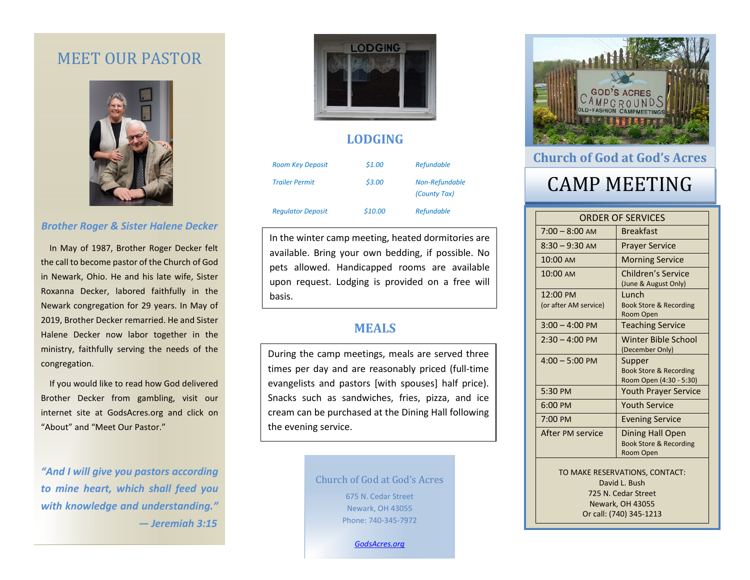# MEET OUR PASTOR

***Brother Roger & Sister Halene Decker***

In May of 1987, Brother Roger Decker felt the call to become pastor of the Church of God in Newark, Ohio. He and his late wife, Sister Roxanna Decker, labored faithfully in the Newark congregation for 29 years. In May of 2019, Brother Decker remarried. He and Sister Halene Decker now labor together in the ministry, faithfully serving the needs of the congregation.

If you would like to read how God delivered Brother Decker from gambling, visit our internet site at GodsAcres.org and click on "About" and "Meet Our Pastor."

***"And I will give you pastors according to mine heart, which shall feed you with knowledge and understanding."***
***— Jeremiah 3:15***

## LODGING

| | | |
|---|---|---|
| *Room Key Deposit* | *$1.00* | *Refundable* |
| *Trailer Permit* | *$3.00* | *Non-Refundable (County Tax)* |
| *Regulator Deposit* | *$10.00* | *Refundable* |

In the winter camp meeting, heated dormitories are available. Bring your own bedding, if possible. No pets allowed. Handicapped rooms are available upon request. Lodging is provided on a free will basis.

## MEALS

During the camp meetings, meals are served three times per day and are reasonably priced (full-time evangelists and pastors [with spouses] half price). Snacks such as sandwiches, fries, pizza, and ice cream can be purchased at the Dining Hall following the evening service.

Church of God at God's Acres
675 N. Cedar Street
Newark, OH 43055
Phone: 740-345-7972

GodsAcres.org

## Church of God at God's Acres

# CAMP MEETING

| ORDER OF SERVICES | |
|---|---|
| 7:00 – 8:00 AM | Breakfast |
| 8:30 – 9:30 AM | Prayer Service |
| 10:00 AM | Morning Service |
| 10:00 AM | Children's Service (June & August Only) |
| 12:00 PM (or after AM service) | Lunch<br>Book Store & Recording Room Open |
| 3:00 – 4:00 PM | Teaching Service |
| 2:30 – 4:00 PM | Winter Bible School (December Only) |
| 4:00 – 5:00 PM | Supper<br>Book Store & Recording Room Open (4:30 - 5:30) |
| 5:30 PM | Youth Prayer Service |
| 6:00 PM | Youth Service |
| 7:00 PM | Evening Service |
| After PM service | Dining Hall Open<br>Book Store & Recording Room Open |

TO MAKE RESERVATIONS, CONTACT:
David L. Bush
725 N. Cedar Street
Newark, OH 43055
Or call: (740) 345-1213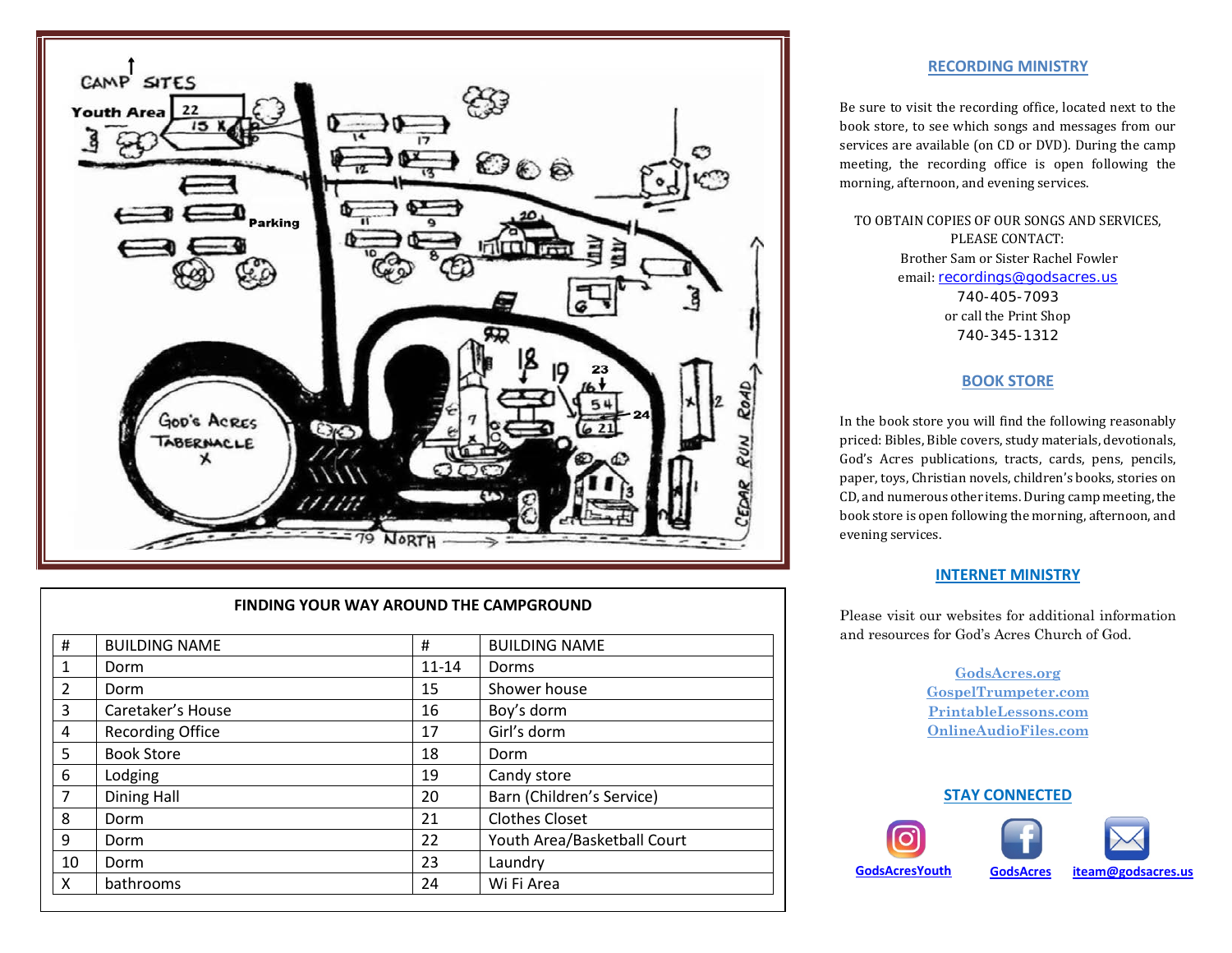### FINDING YOUR WAY AROUND THE CAMPGROUND

| # | BUILDING NAME | # | BUILDING NAME |
|---|---|---|---|
| 1 | Dorm | 11-14 | Dorms |
| 2 | Dorm | 15 | Shower house |
| 3 | Caretaker's House | 16 | Boy's dorm |
| 4 | Recording Office | 17 | Girl's dorm |
| 5 | Book Store | 18 | Dorm |
| 6 | Lodging | 19 | Candy store |
| 7 | Dining Hall | 20 | Barn (Children's Service) |
| 8 | Dorm | 21 | Clothes Closet |
| 9 | Dorm | 22 | Youth Area/Basketball Court |
| 10 | Dorm | 23 | Laundry |
| X | bathrooms | 24 | Wi Fi Area |

## RECORDING MINISTRY

Be sure to visit the recording office, located next to the book store, to see which songs and messages from our services are available (on CD or DVD). During the camp meeting, the recording office is open following the morning, afternoon, and evening services.

TO OBTAIN COPIES OF OUR SONGS AND SERVICES, PLEASE CONTACT:
Brother Sam or Sister Rachel Fowler
email: recordings@godsacres.us
740-405-7093
or call the Print Shop
740-345-1312

## BOOK STORE

In the book store you will find the following reasonably priced: Bibles, Bible covers, study materials, devotionals, God's Acres publications, tracts, cards, pens, pencils, paper, toys, Christian novels, children's books, stories on CD, and numerous other items. During camp meeting, the book store is open following the morning, afternoon, and evening services.

## INTERNET MINISTRY

Please visit our websites for additional information and resources for God's Acres Church of God.

GodsAcres.org
GospelTrumpeter.com
PrintableLessons.com
OnlineAudioFiles.com

## STAY CONNECTED

GodsAcresYouth GodsAcres iteam@godsacres.us